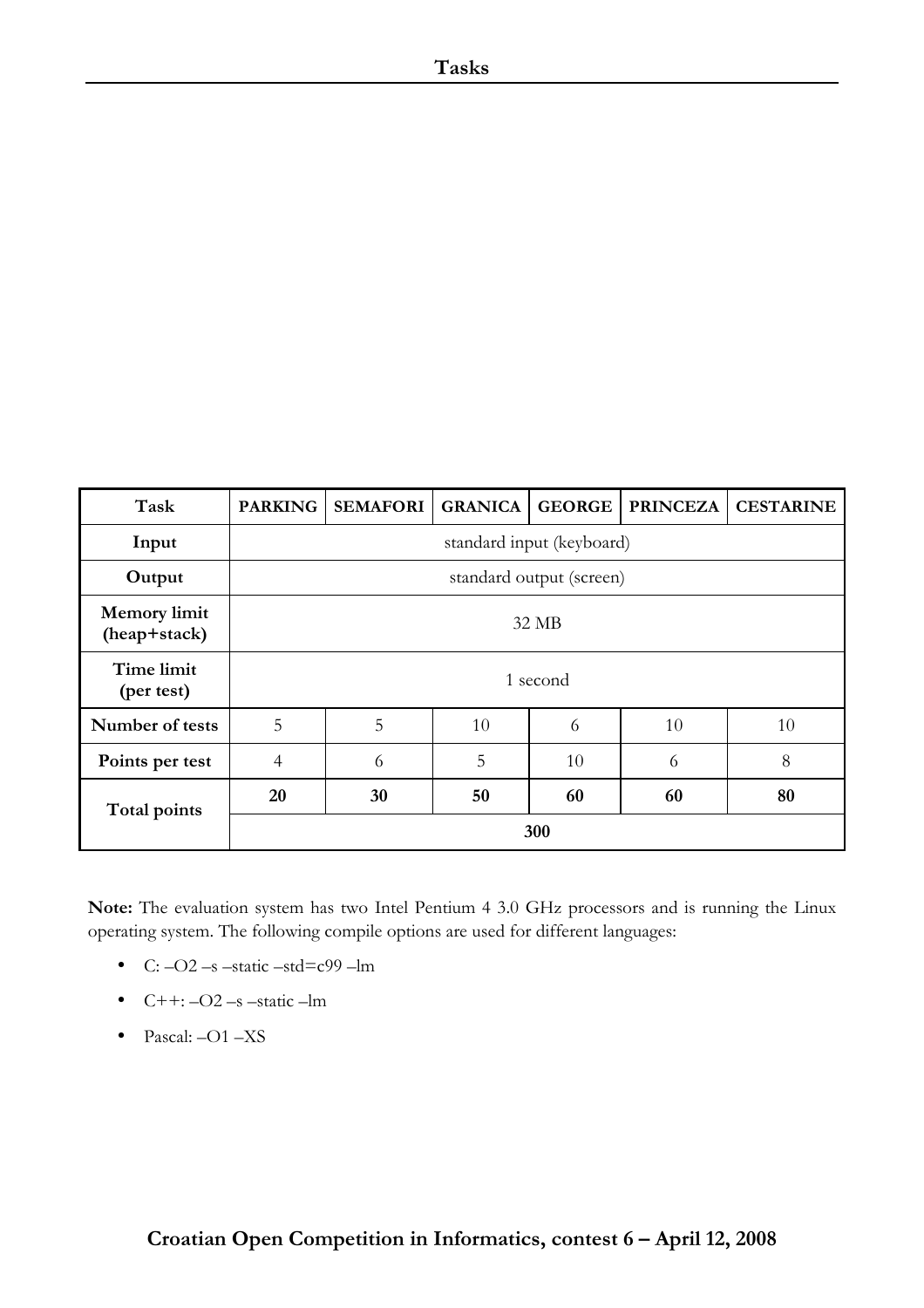# Tasks

| Task | PARKING | SEMAFORI | GRANICA | GEORGE | PRINCEZA | CESTARINE |
|---|---|---|---|---|---|---|
| Input | standard input (keyboard) | | | | | |
| Output | standard output (screen) | | | | | |
| Memory limit (heap+stack) | 32 MB | | | | | |
| Time limit (per test) | 1 second | | | | | |
| Number of tests | 5 | 5 | 10 | 6 | 10 | 10 |
| Points per test | 4 | 6 | 5 | 10 | 6 | 8 |
| Total points | **20** | **30** | **50** | **60** | **60** | **80** |
| | **300** | | | | | |

**Note:** The evaluation system has two Intel Pentium 4 3.0 GHz processors and is running the Linux operating system. The following compile options are used for different languages:

- C: –O2 –s –static –std=c99 –lm
- C++: –O2 –s –static –lm
- Pascal: –O1 –XS

**Croatian Open Competition in Informatics, contest 6 – April 12, 2008**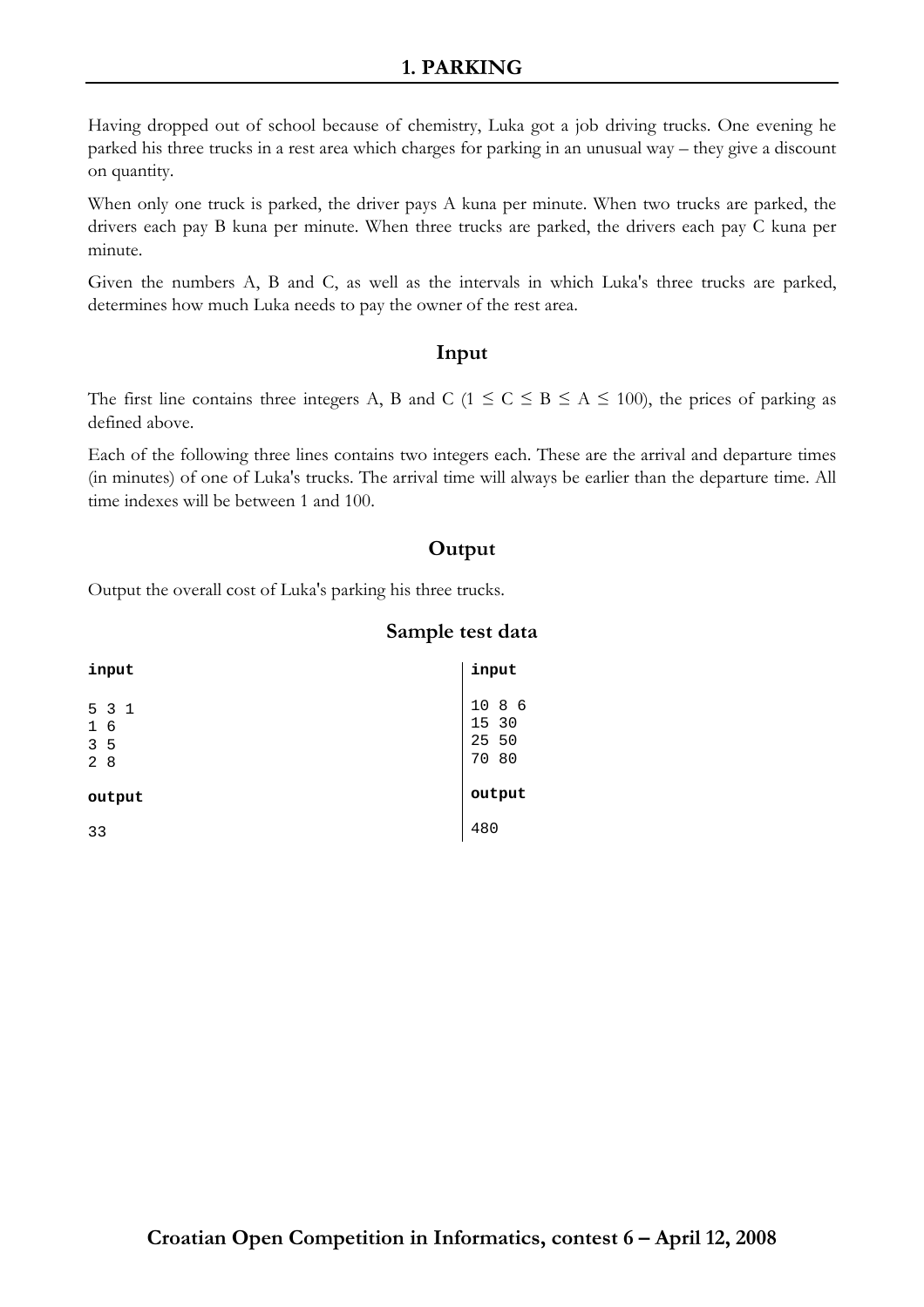# 1. PARKING

Having dropped out of school because of chemistry, Luka got a job driving trucks. One evening he parked his three trucks in a rest area which charges for parking in an unusual way – they give a discount on quantity.

When only one truck is parked, the driver pays A kuna per minute. When two trucks are parked, the drivers each pay B kuna per minute. When three trucks are parked, the drivers each pay C kuna per minute.

Given the numbers A, B and C, as well as the intervals in which Luka's three trucks are parked, determines how much Luka needs to pay the owner of the rest area.

## Input

The first line contains three integers A, B and C ($1 \le C \le B \le A \le 100$), the prices of parking as defined above.

Each of the following three lines contains two integers each. These are the arrival and departure times (in minutes) of one of Luka's trucks. The arrival time will always be earlier than the departure time. All time indexes will be between 1 and 100.

## Output

Output the overall cost of Luka's parking his three trucks.

## Sample test data

**input**

```
5 3 1
1 6
3 5
2 8
```

**output**

```
33
```

**input**

```
10 8 6
15 30
25 50
70 80
```

**output**

```
480
```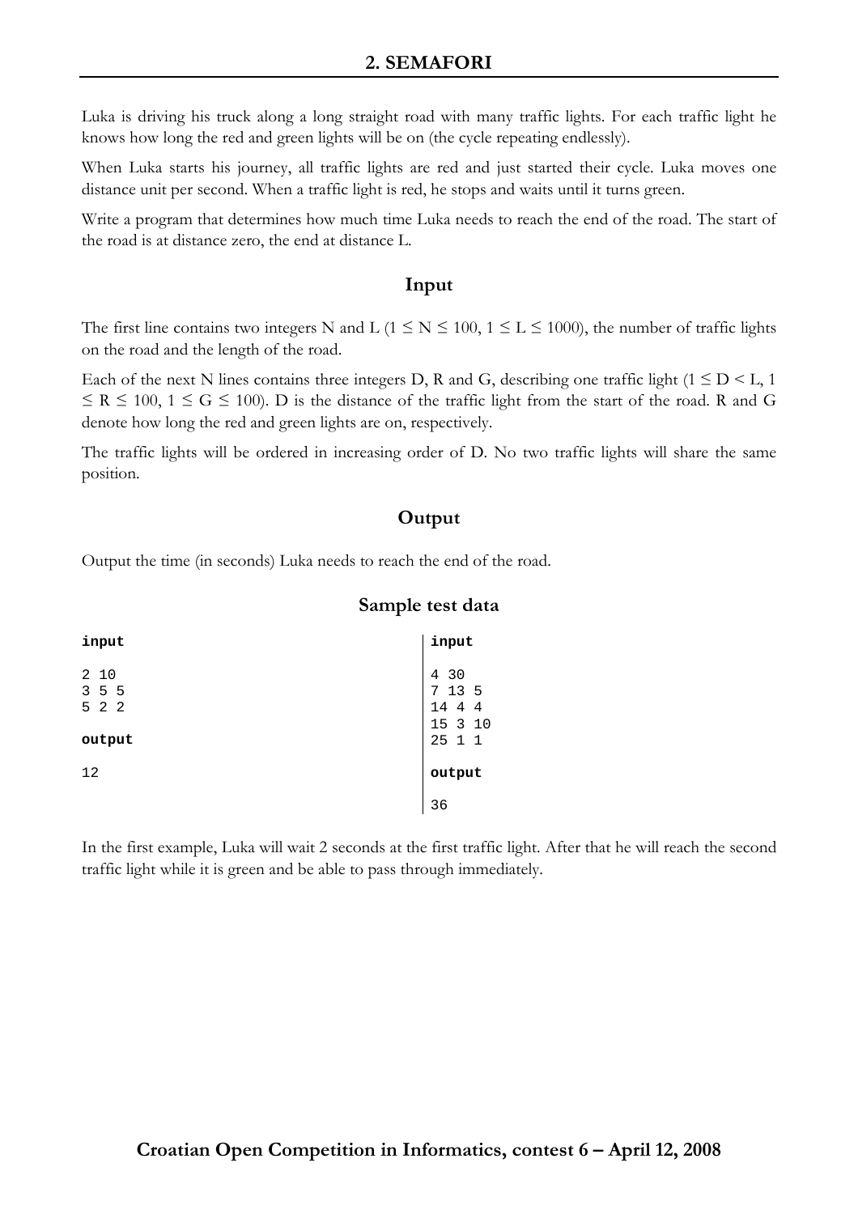## 2. SEMAFORI

Luka is driving his truck along a long straight road with many traffic lights. For each traffic light he knows how long the red and green lights will be on (the cycle repeating endlessly).

When Luka starts his journey, all traffic lights are red and just started their cycle. Luka moves one distance unit per second. When a traffic light is red, he stops and waits until it turns green.

Write a program that determines how much time Luka needs to reach the end of the road. The start of the road is at distance zero, the end at distance L.

### Input

The first line contains two integers N and L ($1 \le N \le 100$, $1 \le L \le 1000$), the number of traffic lights on the road and the length of the road.

Each of the next N lines contains three integers D, R and G, describing one traffic light ($1 \le D < L$, $1 \le R \le 100$, $1 \le G \le 100$). D is the distance of the traffic light from the start of the road. R and G denote how long the red and green lights are on, respectively.

The traffic lights will be ordered in increasing order of D. No two traffic lights will share the same position.

### Output

Output the time (in seconds) Luka needs to reach the end of the road.

### Sample test data

**input**

```
2 10
3 5 5
5 2 2
```

**output**

```
12
```

**input**

```
4 30
7 13 5
14 4 4
15 3 10
25 1 1
```

**output**

```
36
```

In the first example, Luka will wait 2 seconds at the first traffic light. After that he will reach the second traffic light while it is green and be able to pass through immediately.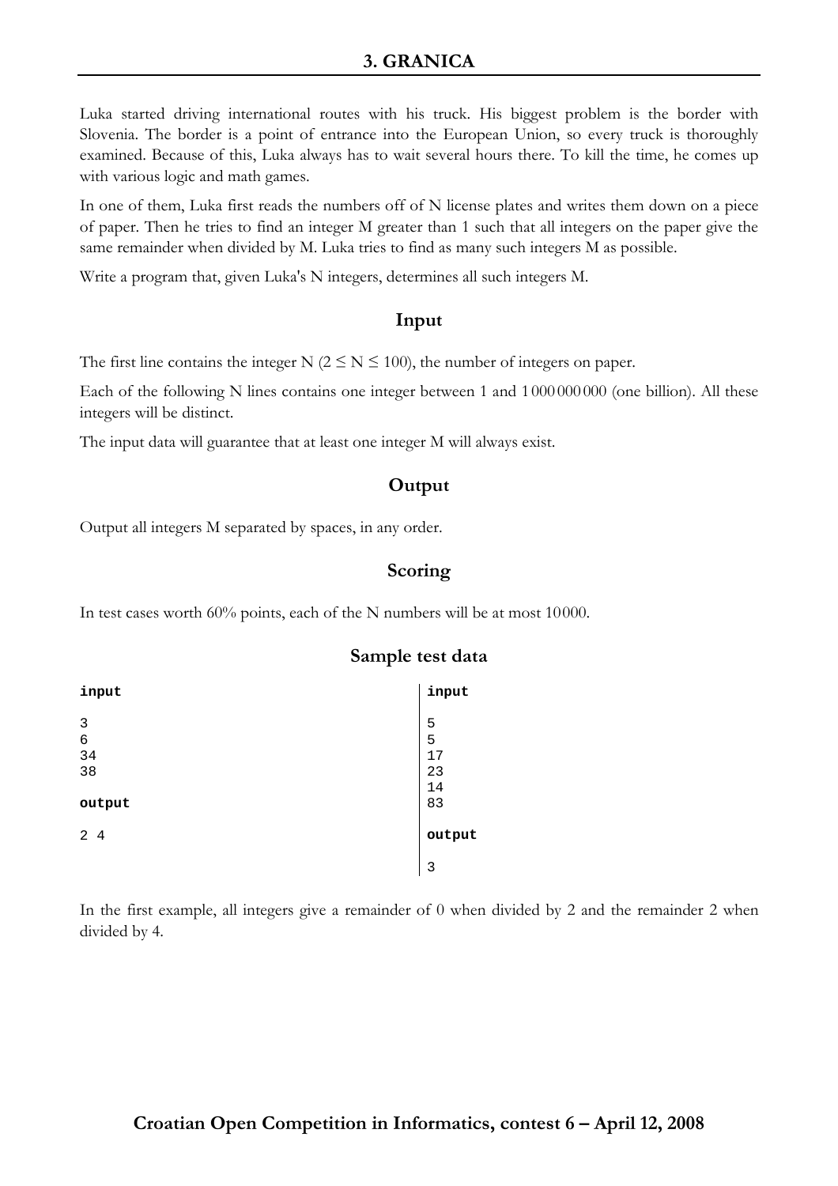# 3. GRANICA

Luka started driving international routes with his truck. His biggest problem is the border with Slovenia. The border is a point of entrance into the European Union, so every truck is thoroughly examined. Because of this, Luka always has to wait several hours there. To kill the time, he comes up with various logic and math games.

In one of them, Luka first reads the numbers off of N license plates and writes them down on a piece of paper. Then he tries to find an integer M greater than 1 such that all integers on the paper give the same remainder when divided by M. Luka tries to find as many such integers M as possible.

Write a program that, given Luka's N integers, determines all such integers M.

## Input

The first line contains the integer N ($2 \leq N \leq 100$), the number of integers on paper.

Each of the following N lines contains one integer between 1 and 1 000 000 000 (one billion). All these integers will be distinct.

The input data will guarantee that at least one integer M will always exist.

## Output

Output all integers M separated by spaces, in any order.

## Scoring

In test cases worth 60% points, each of the N numbers will be at most 10 000.

## Sample test data

**input**

```
3
6
34
38
```

**output**

```
2 4
```

**input**

```
5
5
17
23
14
83
```

**output**

```
3
```

In the first example, all integers give a remainder of 0 when divided by 2 and the remainder 2 when divided by 4.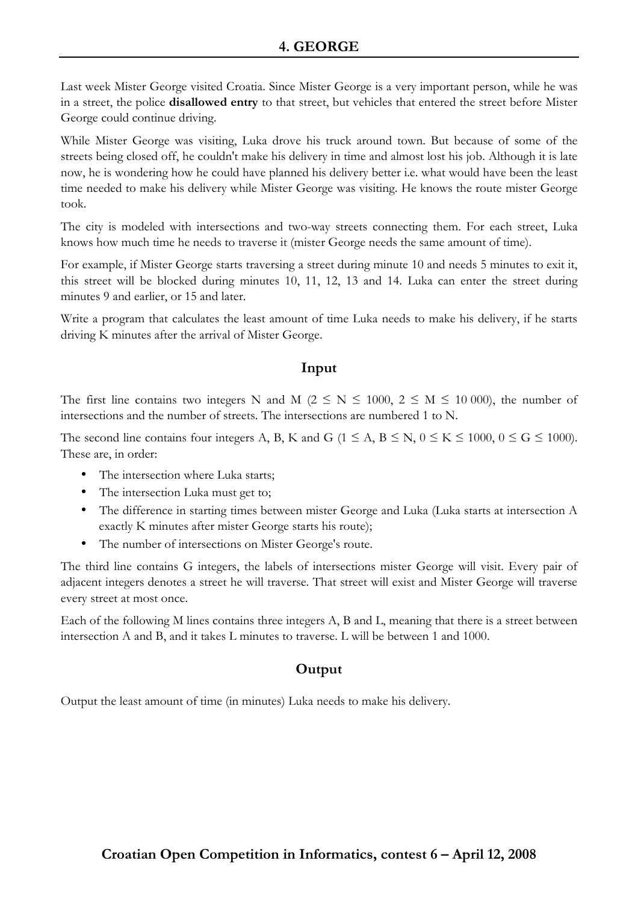# 4. GEORGE

Last week Mister George visited Croatia. Since Mister George is a very important person, while he was in a street, the police **disallowed entry** to that street, but vehicles that entered the street before Mister George could continue driving.

While Mister George was visiting, Luka drove his truck around town. But because of some of the streets being closed off, he couldn't make his delivery in time and almost lost his job. Although it is late now, he is wondering how he could have planned his delivery better i.e. what would have been the least time needed to make his delivery while Mister George was visiting. He knows the route mister George took.

The city is modeled with intersections and two-way streets connecting them. For each street, Luka knows how much time he needs to traverse it (mister George needs the same amount of time).

For example, if Mister George starts traversing a street during minute 10 and needs 5 minutes to exit it, this street will be blocked during minutes 10, 11, 12, 13 and 14. Luka can enter the street during minutes 9 and earlier, or 15 and later.

Write a program that calculates the least amount of time Luka needs to make his delivery, if he starts driving K minutes after the arrival of Mister George.

## Input

The first line contains two integers N and M ($2 \leq N \leq 1000$, $2 \leq M \leq 10\,000$), the number of intersections and the number of streets. The intersections are numbered 1 to N.

The second line contains four integers A, B, K and G ($1 \leq A, B \leq N$, $0 \leq K \leq 1000$, $0 \leq G \leq 1000$). These are, in order:

- The intersection where Luka starts;
- The intersection Luka must get to;
- The difference in starting times between mister George and Luka (Luka starts at intersection A exactly K minutes after mister George starts his route);
- The number of intersections on Mister George's route.

The third line contains G integers, the labels of intersections mister George will visit. Every pair of adjacent integers denotes a street he will traverse. That street will exist and Mister George will traverse every street at most once.

Each of the following M lines contains three integers A, B and L, meaning that there is a street between intersection A and B, and it takes L minutes to traverse. L will be between 1 and 1000.

## Output

Output the least amount of time (in minutes) Luka needs to make his delivery.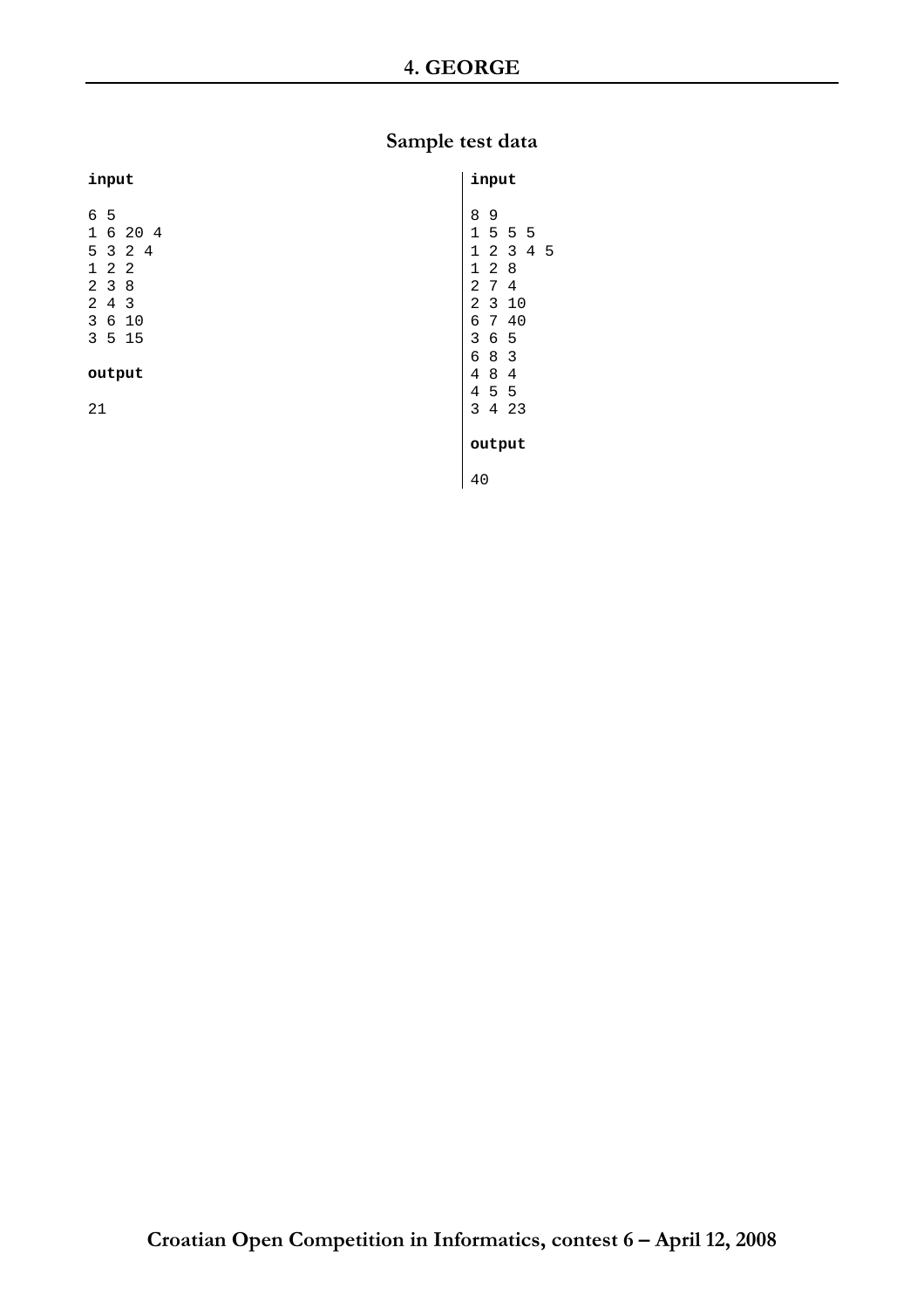## 4. GEORGE

### Sample test data

**input**

```
6 5
1 6 20 4
5 3 2 4
1 2 2
2 3 8
2 4 3
3 6 10
3 5 15
```

**output**

```
21
```

**input**

```
8 9
1 5 5 5
1 2 3 4 5
1 2 8
2 7 4
2 3 10
6 7 40
3 6 5
6 8 3
4 8 4
4 5 5
3 4 23
```

**output**

```
40
```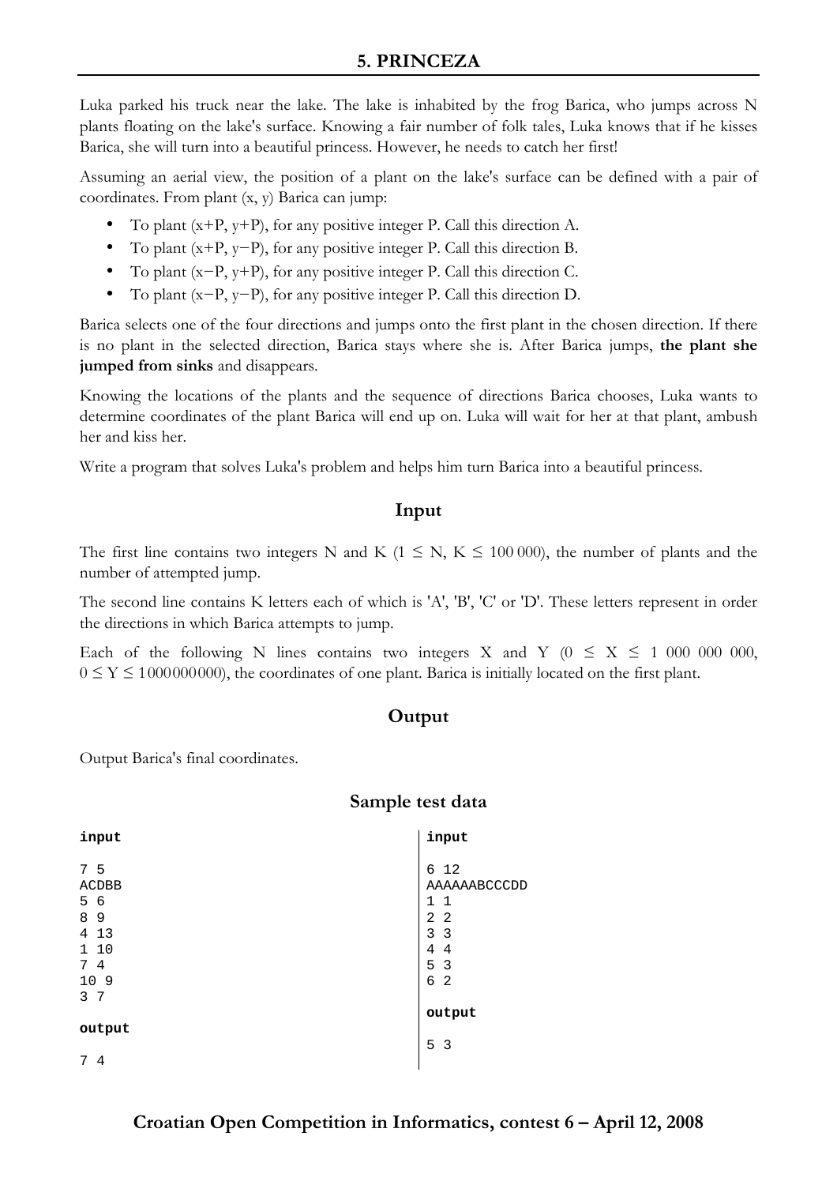## 5. PRINCEZA

Luka parked his truck near the lake. The lake is inhabited by the frog Barica, who jumps across N plants floating on the lake's surface. Knowing a fair number of folk tales, Luka knows that if he kisses Barica, she will turn into a beautiful princess. However, he needs to catch her first!

Assuming an aerial view, the position of a plant on the lake's surface can be defined with a pair of coordinates. From plant (x, y) Barica can jump:

- To plant (x+P, y+P), for any positive integer P. Call this direction A.
- To plant (x+P, y−P), for any positive integer P. Call this direction B.
- To plant (x−P, y+P), for any positive integer P. Call this direction C.
- To plant (x−P, y−P), for any positive integer P. Call this direction D.

Barica selects one of the four directions and jumps onto the first plant in the chosen direction. If there is no plant in the selected direction, Barica stays where she is. After Barica jumps, **the plant she jumped from sinks** and disappears.

Knowing the locations of the plants and the sequence of directions Barica chooses, Luka wants to determine coordinates of the plant Barica will end up on. Luka will wait for her at that plant, ambush her and kiss her.

Write a program that solves Luka's problem and helps him turn Barica into a beautiful princess.

### Input

The first line contains two integers N and K ($1 \le N, K \le 100\,000$), the number of plants and the number of attempted jump.

The second line contains K letters each of which is 'A', 'B', 'C' or 'D'. These letters represent in order the directions in which Barica attempts to jump.

Each of the following N lines contains two integers X and Y ($0 \le X \le 1\ 000\ 000\ 000$, $0 \le Y \le 1000000000$), the coordinates of one plant. Barica is initially located on the first plant.

### Output

Output Barica's final coordinates.

### Sample test data

**input**

```
7 5
ACDBB
5 6
8 9
4 13
1 10
7 4
10 9
3 7
```

**output**

```
7 4
```

**input**

```
6 12
AAAAAABCCCDD
1 1
2 2
3 3
4 4
5 3
6 2
```

**output**

```
5 3
```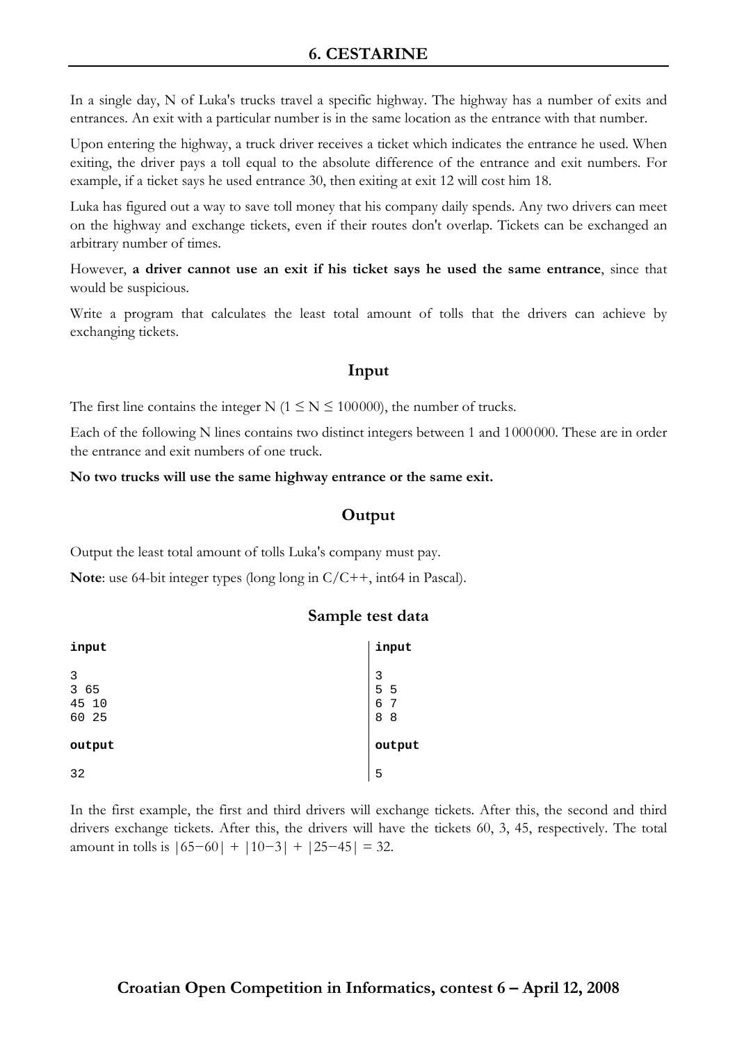## 6. CESTARINE

In a single day, N of Luka's trucks travel a specific highway. The highway has a number of exits and entrances. An exit with a particular number is in the same location as the entrance with that number.

Upon entering the highway, a truck driver receives a ticket which indicates the entrance he used. When exiting, the driver pays a toll equal to the absolute difference of the entrance and exit numbers. For example, if a ticket says he used entrance 30, then exiting at exit 12 will cost him 18.

Luka has figured out a way to save toll money that his company daily spends. Any two drivers can meet on the highway and exchange tickets, even if their routes don't overlap. Tickets can be exchanged an arbitrary number of times.

However, **a driver cannot use an exit if his ticket says he used the same entrance**, since that would be suspicious.

Write a program that calculates the least total amount of tolls that the drivers can achieve by exchanging tickets.

### Input

The first line contains the integer N ($1 \le N \le 100000$), the number of trucks.

Each of the following N lines contains two distinct integers between 1 and 1000000. These are in order the entrance and exit numbers of one truck.

**No two trucks will use the same highway entrance or the same exit.**

### Output

Output the least total amount of tolls Luka's company must pay.

**Note**: use 64-bit integer types (long long in C/C++, int64 in Pascal).

### Sample test data

**input**

```
3
3 65
45 10
60 25
```

**output**

```
32
```

**input**

```
3
5 5
6 7
8 8
```

**output**

```
5
```

In the first example, the first and third drivers will exchange tickets. After this, the second and third drivers exchange tickets. After this, the drivers will have the tickets 60, 3, 45, respectively. The total amount in tolls is $|65-60| + |10-3| + |25-45| = 32$.